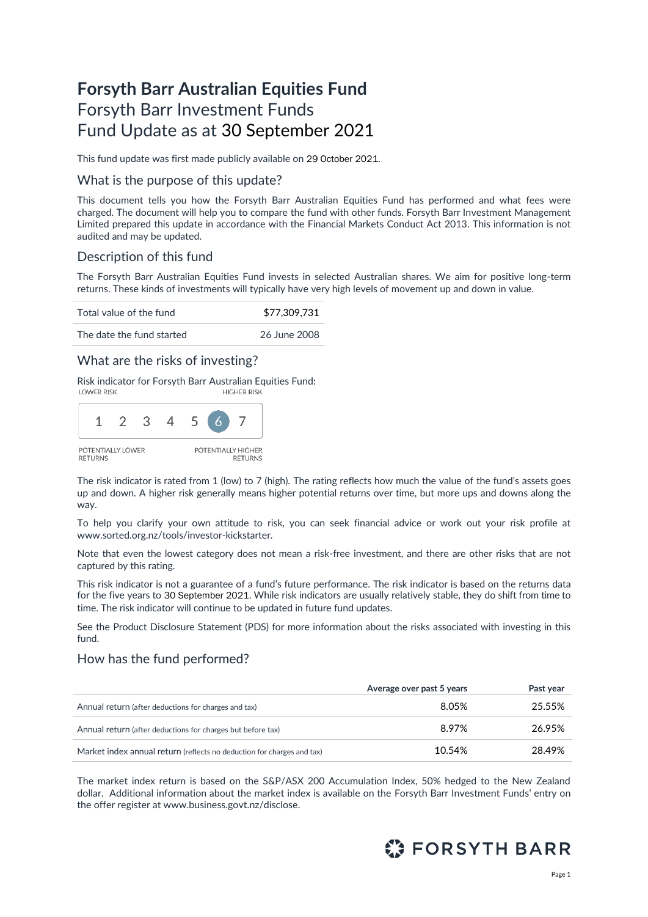# Forsyth Barr Australian Equities Fund

Forsyth Barr Investment Funds
Fund Update as at 30 September 2021

This fund update was first made publicly available on 29 October 2021.

## What is the purpose of this update?

This document tells you how the Forsyth Barr Australian Equities Fund has performed and what fees were charged. The document will help you to compare the fund with other funds. Forsyth Barr Investment Management Limited prepared this update in accordance with the Financial Markets Conduct Act 2013. This information is not audited and may be updated.

## Description of this fund

The Forsyth Barr Australian Equities Fund invests in selected Australian shares. We aim for positive long-term returns. These kinds of investments will typically have very high levels of movement up and down in value.

| | |
|---|---|
| Total value of the fund | $77,309,731 |
| The date the fund started | 26 June 2008 |

## What are the risks of investing?

Risk indicator for Forsyth Barr Australian Equities Fund:

LOWER RISK — HIGHER RISK

| 1 | 2 | 3 | 4 | 5 | **6** | 7 |
|---|---|---|---|---|---|---|

POTENTIALLY LOWER RETURNS — POTENTIALLY HIGHER RETURNS

The risk indicator is rated from 1 (low) to 7 (high). The rating reflects how much the value of the fund's assets goes up and down. A higher risk generally means higher potential returns over time, but more ups and downs along the way.

To help you clarify your own attitude to risk, you can seek financial advice or work out your risk profile at www.sorted.org.nz/tools/investor-kickstarter.

Note that even the lowest category does not mean a risk-free investment, and there are other risks that are not captured by this rating.

This risk indicator is not a guarantee of a fund's future performance. The risk indicator is based on the returns data for the five years to 30 September 2021. While risk indicators are usually relatively stable, they do shift from time to time. The risk indicator will continue to be updated in future fund updates.

See the Product Disclosure Statement (PDS) for more information about the risks associated with investing in this fund.

## How has the fund performed?

| | Average over past 5 years | Past year |
|---|---|---|
| Annual return (after deductions for charges and tax) | 8.05% | 25.55% |
| Annual return (after deductions for charges but before tax) | 8.97% | 26.95% |
| Market index annual return (reflects no deduction for charges and tax) | 10.54% | 28.49% |

The market index return is based on the S&P/ASX 200 Accumulation Index, 50% hedged to the New Zealand dollar. Additional information about the market index is available on the Forsyth Barr Investment Funds' entry on the offer register at www.business.govt.nz/disclose.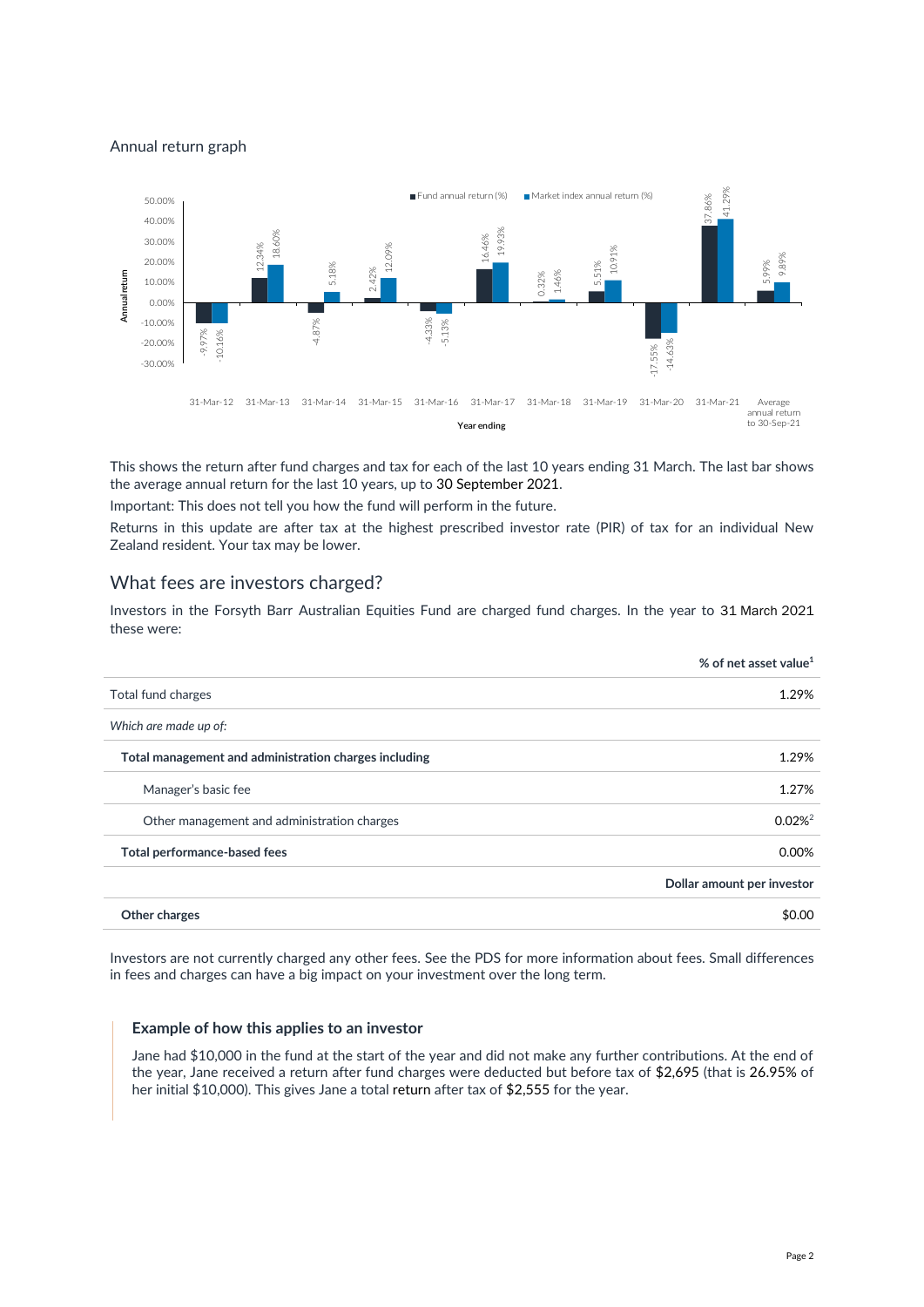### Annual return graph

| Year ending | Fund annual return (%) | Market index annual return (%) |
|---|---|---|
| 31-Mar-12 | -9.97% | -10.16% |
| 31-Mar-13 | 12.34% | 18.60% |
| 31-Mar-14 | -4.87% | 5.18% |
| 31-Mar-15 | 2.42% | 12.09% |
| 31-Mar-16 | -4.33% | -5.13% |
| 31-Mar-17 | 16.46% | 19.93% |
| 31-Mar-18 | 0.32% | 1.46% |
| 31-Mar-19 | 5.51% | 10.91% |
| 31-Mar-20 | -17.55% | -14.63% |
| 31-Mar-21 | 37.86% | 41.29% |
| Average annual return to 30-Sep-21 | 5.99% | 9.89% |

This shows the return after fund charges and tax for each of the last 10 years ending 31 March. The last bar shows the average annual return for the last 10 years, up to 30 September 2021.

Important: This does not tell you how the fund will perform in the future.

Returns in this update are after tax at the highest prescribed investor rate (PIR) of tax for an individual New Zealand resident. Your tax may be lower.

## What fees are investors charged?

Investors in the Forsyth Barr Australian Equities Fund are charged fund charges. In the year to 31 March 2021 these were:

| | % of net asset value[1] |
|---|---|
| Total fund charges | 1.29% |
| *Which are made up of:* | |
| **Total management and administration charges including** | 1.29% |
| Manager's basic fee | 1.27% |
| Other management and administration charges | 0.02%[2] |
| **Total performance-based fees** | 0.00% |
| | **Dollar amount per investor** |
| **Other charges** | $0.00 |

Investors are not currently charged any other fees. See the PDS for more information about fees. Small differences in fees and charges can have a big impact on your investment over the long term.

### Example of how this applies to an investor

Jane had $10,000 in the fund at the start of the year and did not make any further contributions. At the end of the year, Jane received a return after fund charges were deducted but before tax of $2,695 (that is 26.95% of her initial $10,000). This gives Jane a total return after tax of $2,555 for the year.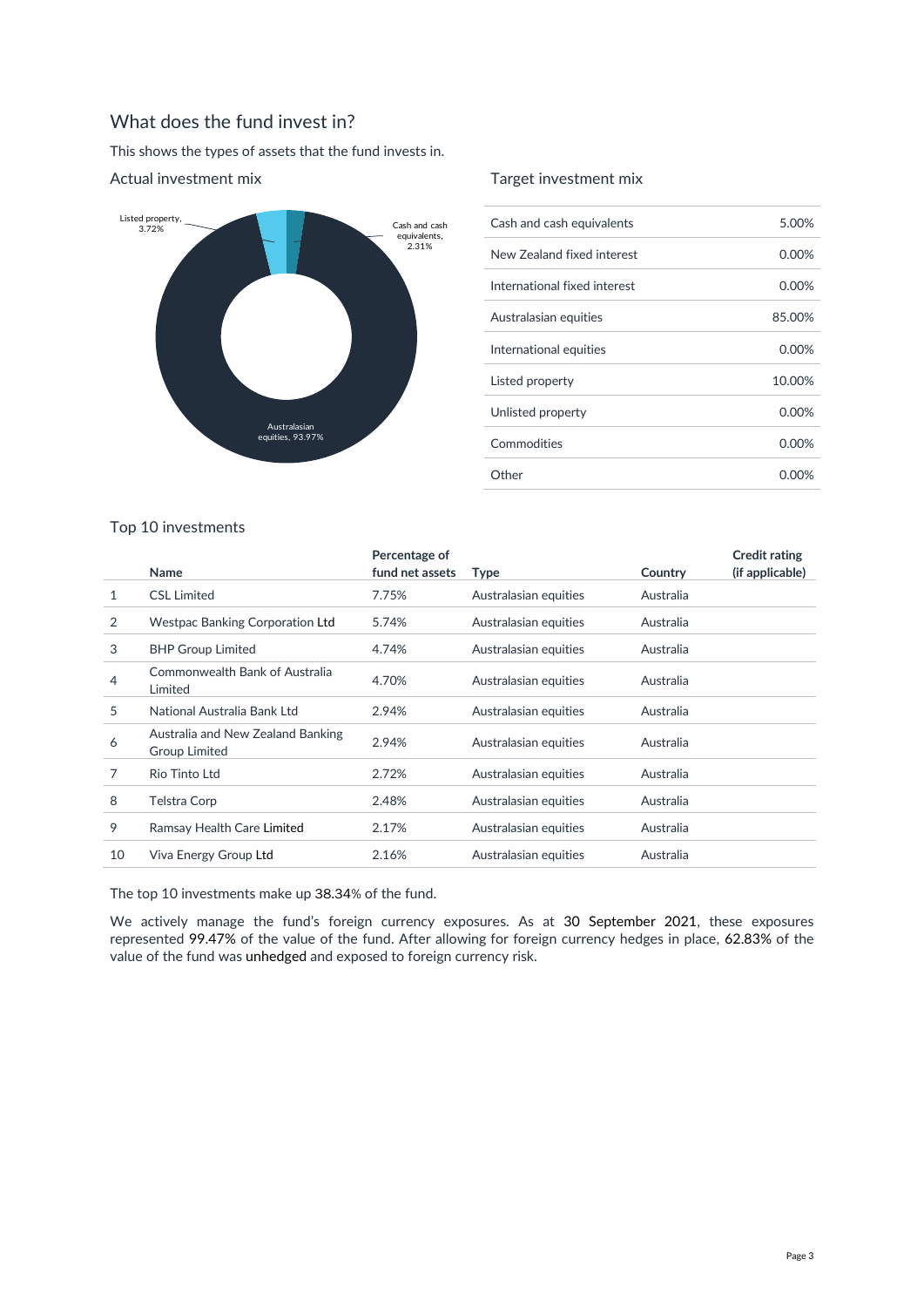## What does the fund invest in?

This shows the types of assets that the fund invests in.

### Actual investment mix

Listed property, 3.72%

Cash and cash equivalents, 2.31%

Australasian equities, 93.97%

### Target investment mix

| Asset class | Target |
|---|---|
| Cash and cash equivalents | 5.00% |
| New Zealand fixed interest | 0.00% |
| International fixed interest | 0.00% |
| Australasian equities | 85.00% |
| International equities | 0.00% |
| Listed property | 10.00% |
| Unlisted property | 0.00% |
| Commodities | 0.00% |
| Other | 0.00% |

### Top 10 investments

| | Name | Percentage of fund net assets | Type | Country | Credit rating (if applicable) |
|---|---|---|---|---|---|
| 1 | CSL Limited | 7.75% | Australasian equities | Australia | |
| 2 | Westpac Banking Corporation Ltd | 5.74% | Australasian equities | Australia | |
| 3 | BHP Group Limited | 4.74% | Australasian equities | Australia | |
| 4 | Commonwealth Bank of Australia Limited | 4.70% | Australasian equities | Australia | |
| 5 | National Australia Bank Ltd | 2.94% | Australasian equities | Australia | |
| 6 | Australia and New Zealand Banking Group Limited | 2.94% | Australasian equities | Australia | |
| 7 | Rio Tinto Ltd | 2.72% | Australasian equities | Australia | |
| 8 | Telstra Corp | 2.48% | Australasian equities | Australia | |
| 9 | Ramsay Health Care Limited | 2.17% | Australasian equities | Australia | |
| 10 | Viva Energy Group Ltd | 2.16% | Australasian equities | Australia | |

The top 10 investments make up 38.34% of the fund.

We actively manage the fund's foreign currency exposures. As at 30 September 2021, these exposures represented 99.47% of the value of the fund. After allowing for foreign currency hedges in place, 62.83% of the value of the fund was unhedged and exposed to foreign currency risk.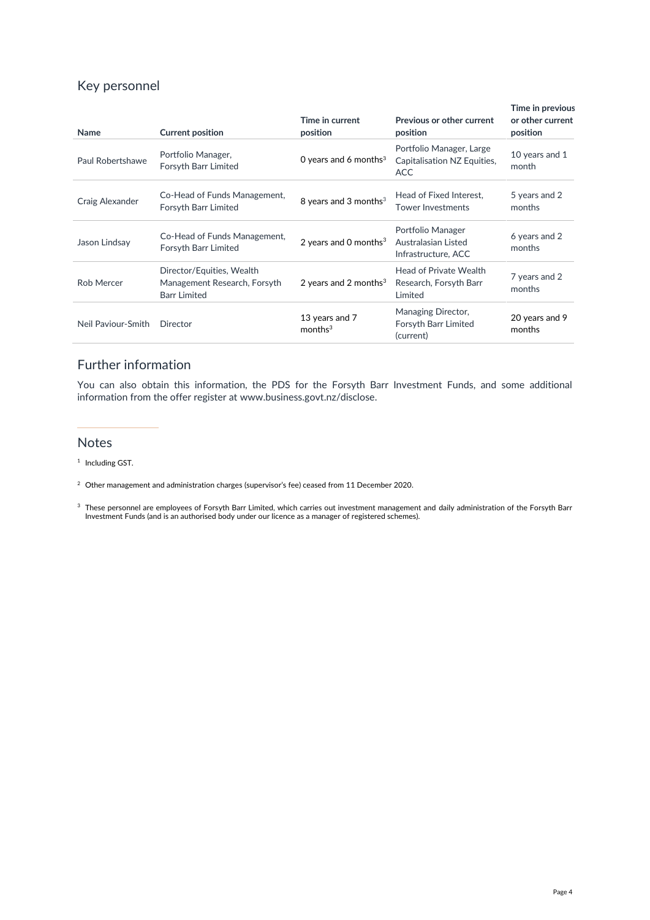## Key personnel

| Name | Current position | Time in current position | Previous or other current position | Time in previous or other current position |
|---|---|---|---|---|
| Paul Robertshawe | Portfolio Manager, Forsyth Barr Limited | 0 years and 6 months[3] | Portfolio Manager, Large Capitalisation NZ Equities, ACC | 10 years and 1 month |
| Craig Alexander | Co-Head of Funds Management, Forsyth Barr Limited | 8 years and 3 months[3] | Head of Fixed Interest, Tower Investments | 5 years and 2 months |
| Jason Lindsay | Co-Head of Funds Management, Forsyth Barr Limited | 2 years and 0 months[3] | Portfolio Manager Australasian Listed Infrastructure, ACC | 6 years and 2 months |
| Rob Mercer | Director/Equities, Wealth Management Research, Forsyth Barr Limited | 2 years and 2 months[3] | Head of Private Wealth Research, Forsyth Barr Limited | 7 years and 2 months |
| Neil Paviour-Smith | Director | 13 years and 7 months[3] | Managing Director, Forsyth Barr Limited (current) | 20 years and 9 months |

## Further information

You can also obtain this information, the PDS for the Forsyth Barr Investment Funds, and some additional information from the offer register at www.business.govt.nz/disclose.

## Notes

[1] Including GST.

[2] Other management and administration charges (supervisor's fee) ceased from 11 December 2020.

[3] These personnel are employees of Forsyth Barr Limited, which carries out investment management and daily administration of the Forsyth Barr Investment Funds (and is an authorised body under our licence as a manager of registered schemes).